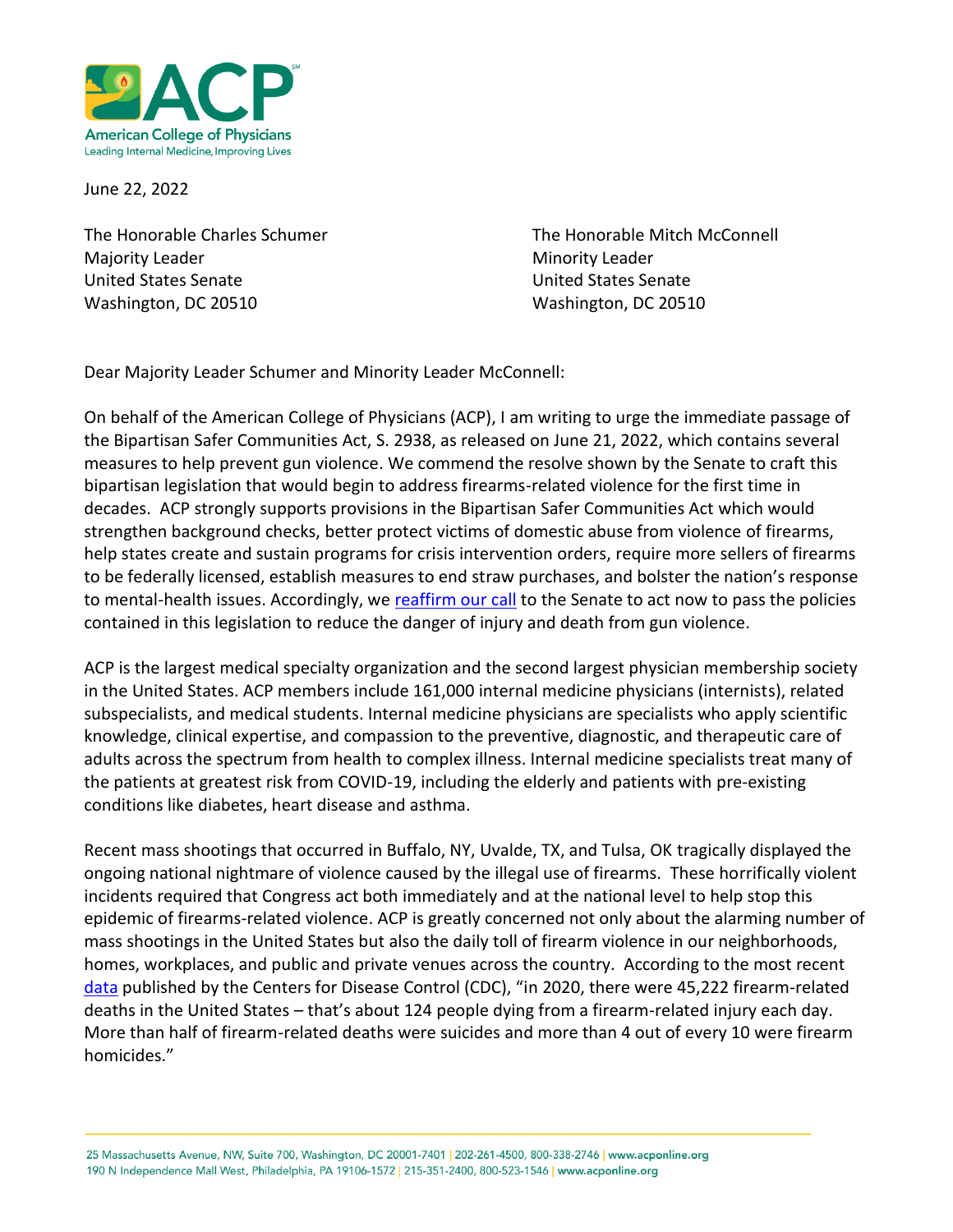American College of Physicians
Leading Internal Medicine, Improving Lives

June 22, 2022

The Honorable Charles Schumer
Majority Leader
United States Senate
Washington, DC 20510

The Honorable Mitch McConnell
Minority Leader
United States Senate
Washington, DC 20510

Dear Majority Leader Schumer and Minority Leader McConnell:

On behalf of the American College of Physicians (ACP), I am writing to urge the immediate passage of the Bipartisan Safer Communities Act, S. 2938, as released on June 21, 2022, which contains several measures to help prevent gun violence. We commend the resolve shown by the Senate to craft this bipartisan legislation that would begin to address firearms-related violence for the first time in decades. ACP strongly supports provisions in the Bipartisan Safer Communities Act which would strengthen background checks, better protect victims of domestic abuse from violence of firearms, help states create and sustain programs for crisis intervention orders, require more sellers of firearms to be federally licensed, establish measures to end straw purchases, and bolster the nation's response to mental-health issues. Accordingly, we reaffirm our call to the Senate to act now to pass the policies contained in this legislation to reduce the danger of injury and death from gun violence.

ACP is the largest medical specialty organization and the second largest physician membership society in the United States. ACP members include 161,000 internal medicine physicians (internists), related subspecialists, and medical students. Internal medicine physicians are specialists who apply scientific knowledge, clinical expertise, and compassion to the preventive, diagnostic, and therapeutic care of adults across the spectrum from health to complex illness. Internal medicine specialists treat many of the patients at greatest risk from COVID-19, including the elderly and patients with pre-existing conditions like diabetes, heart disease and asthma.

Recent mass shootings that occurred in Buffalo, NY, Uvalde, TX, and Tulsa, OK tragically displayed the ongoing national nightmare of violence caused by the illegal use of firearms. These horrifically violent incidents required that Congress act both immediately and at the national level to help stop this epidemic of firearms-related violence. ACP is greatly concerned not only about the alarming number of mass shootings in the United States but also the daily toll of firearm violence in our neighborhoods, homes, workplaces, and public and private venues across the country. According to the most recent data published by the Centers for Disease Control (CDC), "in 2020, there were 45,222 firearm-related deaths in the United States – that's about 124 people dying from a firearm-related injury each day. More than half of firearm-related deaths were suicides and more than 4 out of every 10 were firearm homicides."

25 Massachusetts Avenue, NW, Suite 700, Washington, DC 20001-7401 | 202-261-4500, 800-338-2746 | www.acponline.org
190 N Independence Mall West, Philadelphia, PA 19106-1572 | 215-351-2400, 800-523-1546 | www.acponline.org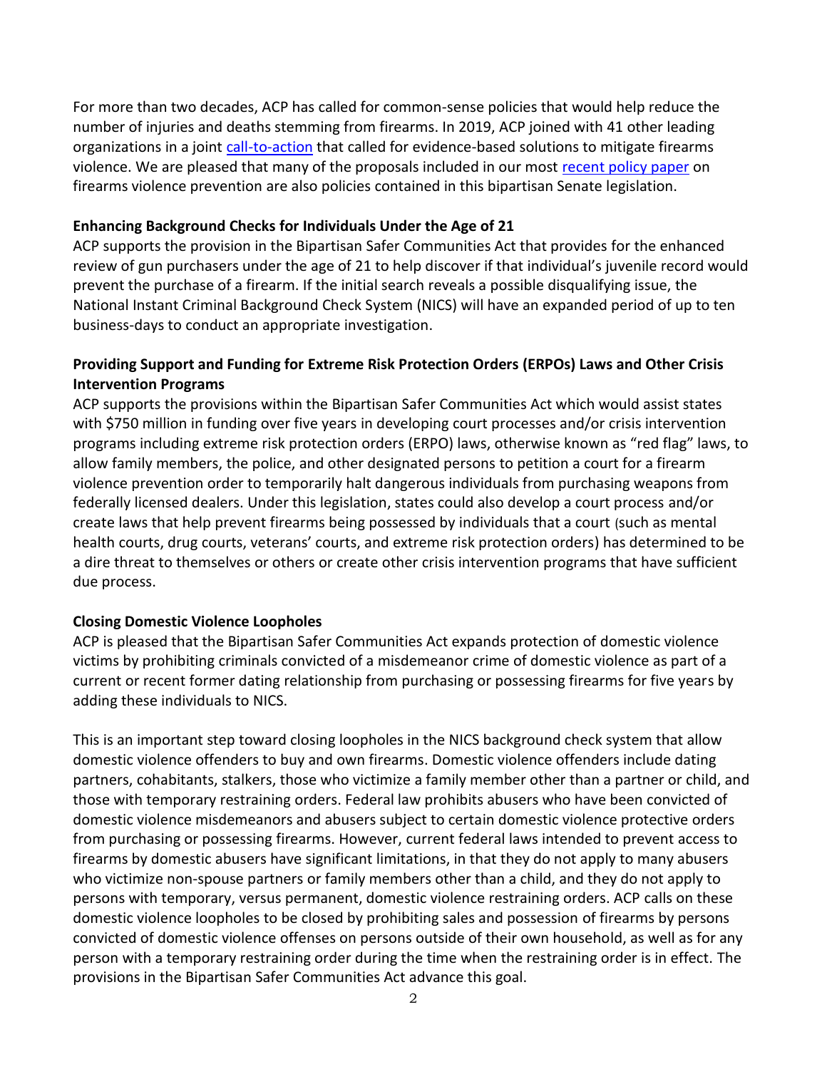For more than two decades, ACP has called for common-sense policies that would help reduce the number of injuries and deaths stemming from firearms. In 2019, ACP joined with 41 other leading organizations in a joint call-to-action that called for evidence-based solutions to mitigate firearms violence. We are pleased that many of the proposals included in our most recent policy paper on firearms violence prevention are also policies contained in this bipartisan Senate legislation.

**Enhancing Background Checks for Individuals Under the Age of 21**

ACP supports the provision in the Bipartisan Safer Communities Act that provides for the enhanced review of gun purchasers under the age of 21 to help discover if that individual's juvenile record would prevent the purchase of a firearm. If the initial search reveals a possible disqualifying issue, the National Instant Criminal Background Check System (NICS) will have an expanded period of up to ten business-days to conduct an appropriate investigation.

**Providing Support and Funding for Extreme Risk Protection Orders (ERPOs) Laws and Other Crisis Intervention Programs**

ACP supports the provisions within the Bipartisan Safer Communities Act which would assist states with $750 million in funding over five years in developing court processes and/or crisis intervention programs including extreme risk protection orders (ERPO) laws, otherwise known as "red flag" laws, to allow family members, the police, and other designated persons to petition a court for a firearm violence prevention order to temporarily halt dangerous individuals from purchasing weapons from federally licensed dealers. Under this legislation, states could also develop a court process and/or create laws that help prevent firearms being possessed by individuals that a court (such as mental health courts, drug courts, veterans' courts, and extreme risk protection orders) has determined to be a dire threat to themselves or others or create other crisis intervention programs that have sufficient due process.

**Closing Domestic Violence Loopholes**

ACP is pleased that the Bipartisan Safer Communities Act expands protection of domestic violence victims by prohibiting criminals convicted of a misdemeanor crime of domestic violence as part of a current or recent former dating relationship from purchasing or possessing firearms for five years by adding these individuals to NICS.

This is an important step toward closing loopholes in the NICS background check system that allow domestic violence offenders to buy and own firearms. Domestic violence offenders include dating partners, cohabitants, stalkers, those who victimize a family member other than a partner or child, and those with temporary restraining orders. Federal law prohibits abusers who have been convicted of domestic violence misdemeanors and abusers subject to certain domestic violence protective orders from purchasing or possessing firearms. However, current federal laws intended to prevent access to firearms by domestic abusers have significant limitations, in that they do not apply to many abusers who victimize non-spouse partners or family members other than a child, and they do not apply to persons with temporary, versus permanent, domestic violence restraining orders. ACP calls on these domestic violence loopholes to be closed by prohibiting sales and possession of firearms by persons convicted of domestic violence offenses on persons outside of their own household, as well as for any person with a temporary restraining order during the time when the restraining order is in effect. The provisions in the Bipartisan Safer Communities Act advance this goal.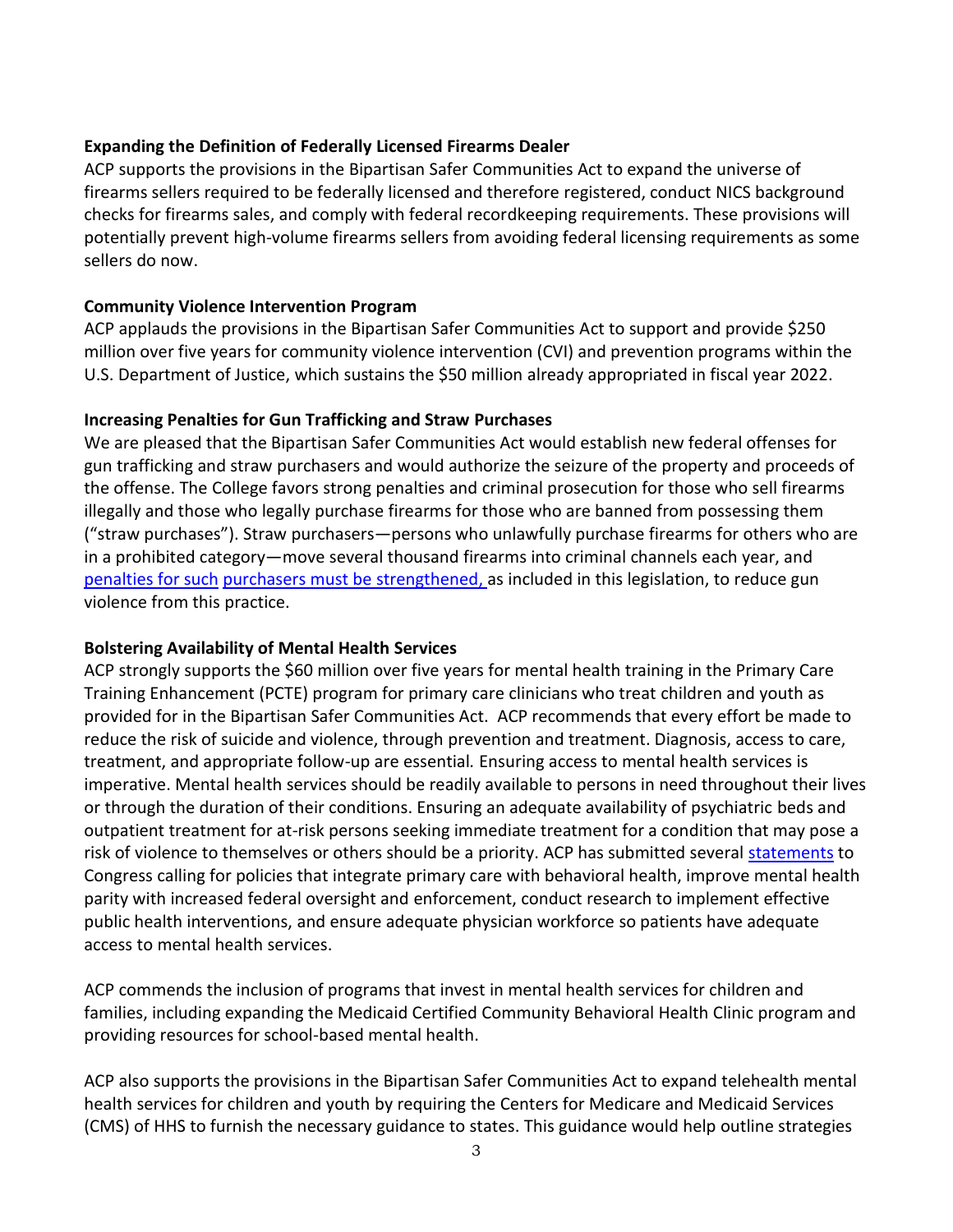**Expanding the Definition of Federally Licensed Firearms Dealer**

ACP supports the provisions in the Bipartisan Safer Communities Act to expand the universe of firearms sellers required to be federally licensed and therefore registered, conduct NICS background checks for firearms sales, and comply with federal recordkeeping requirements. These provisions will potentially prevent high-volume firearms sellers from avoiding federal licensing requirements as some sellers do now.

**Community Violence Intervention Program**

ACP applauds the provisions in the Bipartisan Safer Communities Act to support and provide $250 million over five years for community violence intervention (CVI) and prevention programs within the U.S. Department of Justice, which sustains the $50 million already appropriated in fiscal year 2022.

**Increasing Penalties for Gun Trafficking and Straw Purchases**

We are pleased that the Bipartisan Safer Communities Act would establish new federal offenses for gun trafficking and straw purchasers and would authorize the seizure of the property and proceeds of the offense. The College favors strong penalties and criminal prosecution for those who sell firearms illegally and those who legally purchase firearms for those who are banned from possessing them ("straw purchases"). Straw purchasers—persons who unlawfully purchase firearms for others who are in a prohibited category—move several thousand firearms into criminal channels each year, and penalties for such purchasers must be strengthened, as included in this legislation, to reduce gun violence from this practice.

**Bolstering Availability of Mental Health Services**

ACP strongly supports the $60 million over five years for mental health training in the Primary Care Training Enhancement (PCTE) program for primary care clinicians who treat children and youth as provided for in the Bipartisan Safer Communities Act. ACP recommends that every effort be made to reduce the risk of suicide and violence, through prevention and treatment. Diagnosis, access to care, treatment, and appropriate follow-up are essential*.* Ensuring access to mental health services is imperative. Mental health services should be readily available to persons in need throughout their lives or through the duration of their conditions. Ensuring an adequate availability of psychiatric beds and outpatient treatment for at-risk persons seeking immediate treatment for a condition that may pose a risk of violence to themselves or others should be a priority. ACP has submitted several statements to Congress calling for policies that integrate primary care with behavioral health, improve mental health parity with increased federal oversight and enforcement, conduct research to implement effective public health interventions, and ensure adequate physician workforce so patients have adequate access to mental health services.

ACP commends the inclusion of programs that invest in mental health services for children and families, including expanding the Medicaid Certified Community Behavioral Health Clinic program and providing resources for school-based mental health.

ACP also supports the provisions in the Bipartisan Safer Communities Act to expand telehealth mental health services for children and youth by requiring the Centers for Medicare and Medicaid Services (CMS) of HHS to furnish the necessary guidance to states. This guidance would help outline strategies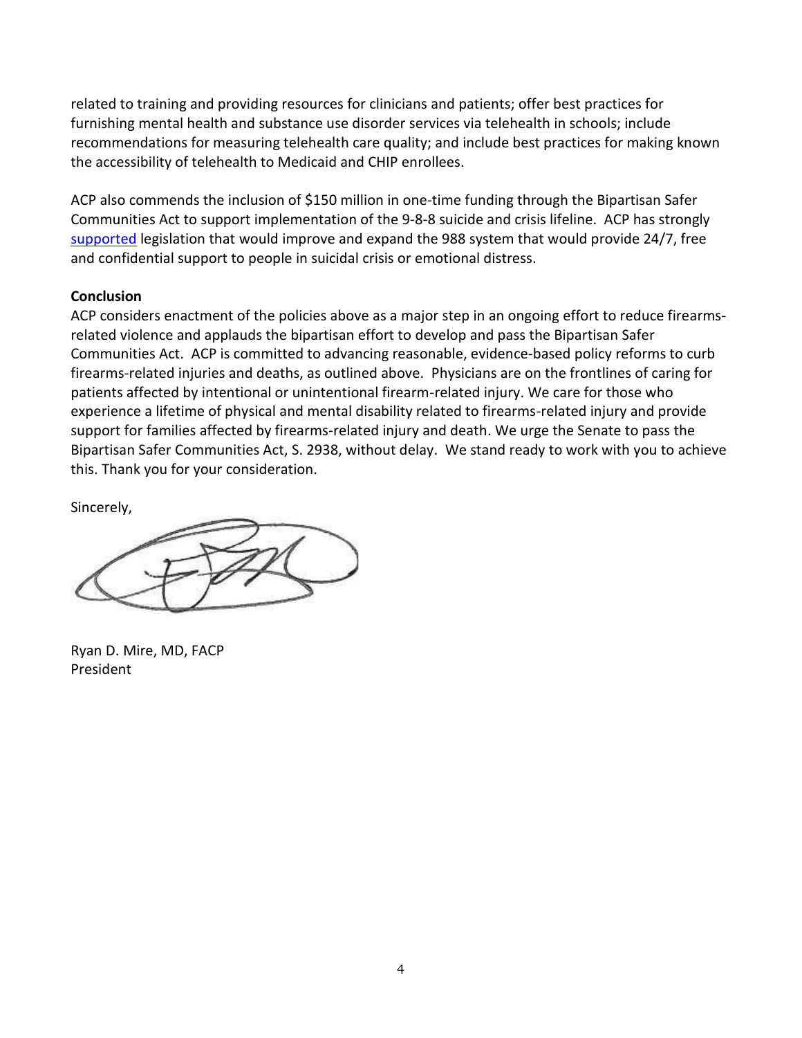related to training and providing resources for clinicians and patients; offer best practices for furnishing mental health and substance use disorder services via telehealth in schools; include recommendations for measuring telehealth care quality; and include best practices for making known the accessibility of telehealth to Medicaid and CHIP enrollees.

ACP also commends the inclusion of $150 million in one-time funding through the Bipartisan Safer Communities Act to support implementation of the 9-8-8 suicide and crisis lifeline. ACP has strongly supported legislation that would improve and expand the 988 system that would provide 24/7, free and confidential support to people in suicidal crisis or emotional distress.

**Conclusion**

ACP considers enactment of the policies above as a major step in an ongoing effort to reduce firearms-related violence and applauds the bipartisan effort to develop and pass the Bipartisan Safer Communities Act. ACP is committed to advancing reasonable, evidence-based policy reforms to curb firearms-related injuries and deaths, as outlined above. Physicians are on the frontlines of caring for patients affected by intentional or unintentional firearm-related injury. We care for those who experience a lifetime of physical and mental disability related to firearms-related injury and provide support for families affected by firearms-related injury and death. We urge the Senate to pass the Bipartisan Safer Communities Act, S. 2938, without delay. We stand ready to work with you to achieve this. Thank you for your consideration.

Sincerely,

Ryan D. Mire, MD, FACP
President